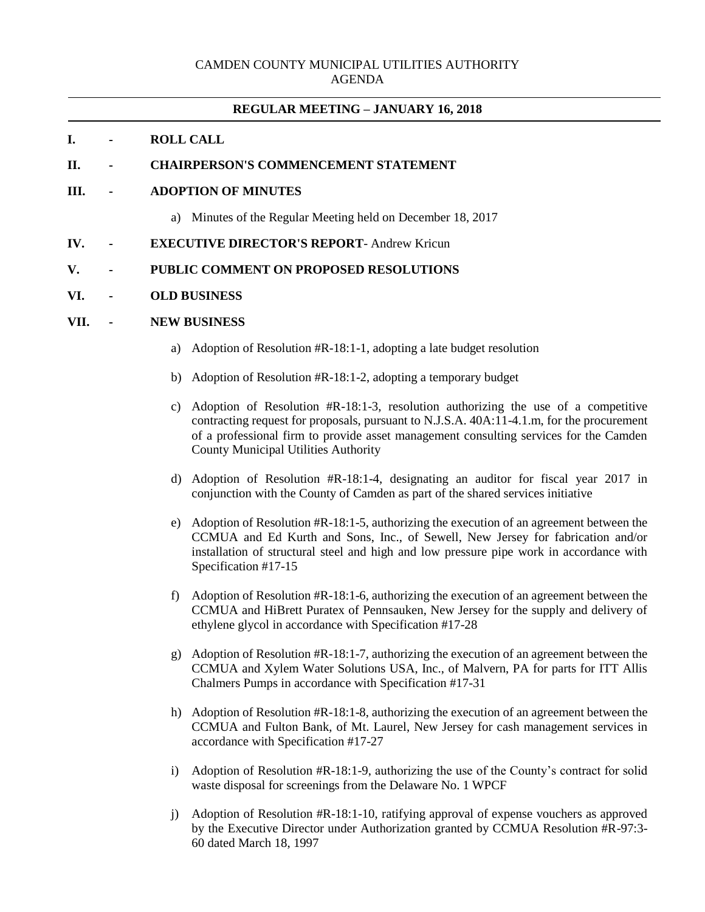CAMDEN COUNTY MUNICIPAL UTILITIES AUTHORITY
AGENDA

---

**REGULAR MEETING – JANUARY 16, 2018**

---

**I. - ROLL CALL**

**II. - CHAIRPERSON'S COMMENCEMENT STATEMENT**

**III. - ADOPTION OF MINUTES**

a) Minutes of the Regular Meeting held on December 18, 2017

**IV. - EXECUTIVE DIRECTOR'S REPORT**- Andrew Kricun

**V. - PUBLIC COMMENT ON PROPOSED RESOLUTIONS**

**VI. - OLD BUSINESS**

**VII. - NEW BUSINESS**

a) Adoption of Resolution #R-18:1-1, adopting a late budget resolution

b) Adoption of Resolution #R-18:1-2, adopting a temporary budget

c) Adoption of Resolution #R-18:1-3, resolution authorizing the use of a competitive contracting request for proposals, pursuant to N.J.S.A. 40A:11-4.1.m, for the procurement of a professional firm to provide asset management consulting services for the Camden County Municipal Utilities Authority

d) Adoption of Resolution #R-18:1-4, designating an auditor for fiscal year 2017 in conjunction with the County of Camden as part of the shared services initiative

e) Adoption of Resolution #R-18:1-5, authorizing the execution of an agreement between the CCMUA and Ed Kurth and Sons, Inc., of Sewell, New Jersey for fabrication and/or installation of structural steel and high and low pressure pipe work in accordance with Specification #17-15

f) Adoption of Resolution #R-18:1-6, authorizing the execution of an agreement between the CCMUA and HiBrett Puratex of Pennsauken, New Jersey for the supply and delivery of ethylene glycol in accordance with Specification #17-28

g) Adoption of Resolution #R-18:1-7, authorizing the execution of an agreement between the CCMUA and Xylem Water Solutions USA, Inc., of Malvern, PA for parts for ITT Allis Chalmers Pumps in accordance with Specification #17-31

h) Adoption of Resolution #R-18:1-8, authorizing the execution of an agreement between the CCMUA and Fulton Bank, of Mt. Laurel, New Jersey for cash management services in accordance with Specification #17-27

i) Adoption of Resolution #R-18:1-9, authorizing the use of the County's contract for solid waste disposal for screenings from the Delaware No. 1 WPCF

j) Adoption of Resolution #R-18:1-10, ratifying approval of expense vouchers as approved by the Executive Director under Authorization granted by CCMUA Resolution #R-97:3-60 dated March 18, 1997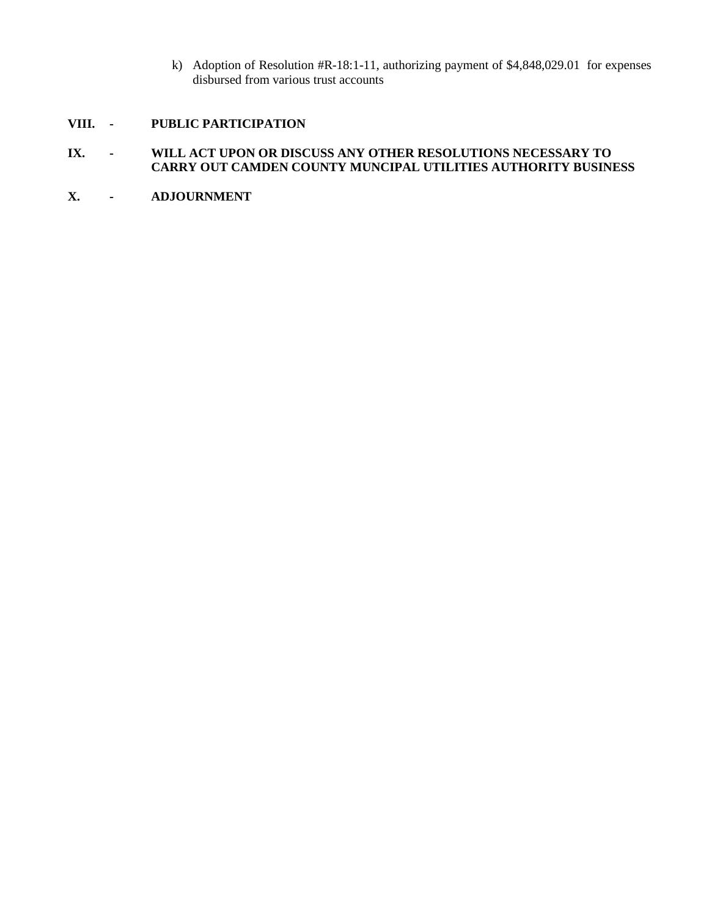k) Adoption of Resolution #R-18:1-11, authorizing payment of $4,848,029.01 for expenses disbursed from various trust accounts

**VIII. - PUBLIC PARTICIPATION**

**IX. - WILL ACT UPON OR DISCUSS ANY OTHER RESOLUTIONS NECESSARY TO CARRY OUT CAMDEN COUNTY MUNCIPAL UTILITIES AUTHORITY BUSINESS**

**X. - ADJOURNMENT**